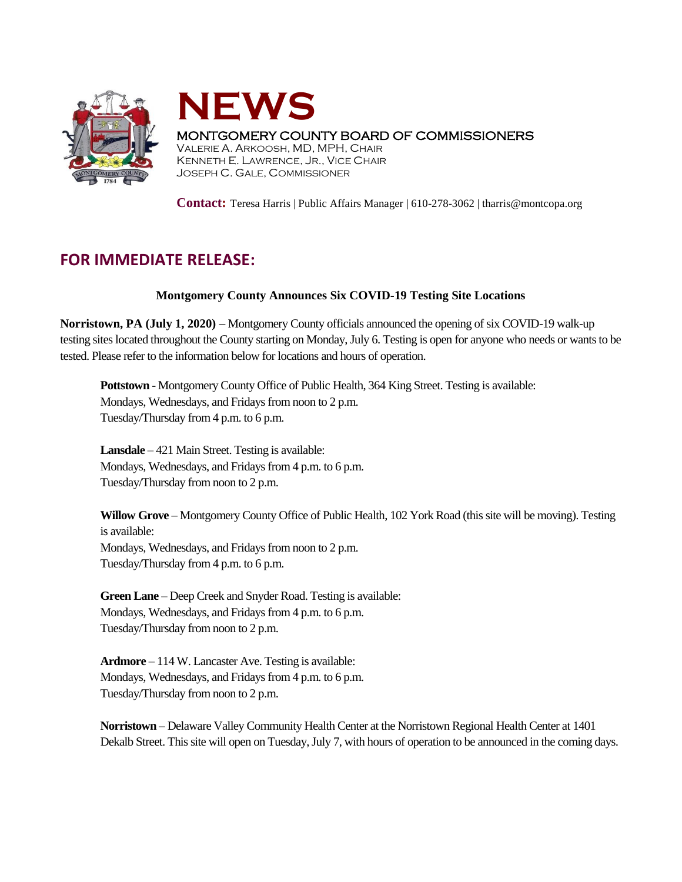# NEWS

MONTGOMERY COUNTY BOARD OF COMMISSIONERS
VALERIE A. ARKOOSH, MD, MPH, CHAIR
KENNETH E. LAWRENCE, JR., VICE CHAIR
JOSEPH C. GALE, COMMISSIONER

**Contact:** Teresa Harris | Public Affairs Manager | 610-278-3062 | tharris@montcopa.org

## FOR IMMEDIATE RELEASE:

**Montgomery County Announces Six COVID-19 Testing Site Locations**

**Norristown, PA (July 1, 2020) –** Montgomery County officials announced the opening of six COVID-19 walk-up testing sites located throughout the County starting on Monday, July 6. Testing is open for anyone who needs or wants to be tested. Please refer to the information below for locations and hours of operation.

**Pottstown** - Montgomery County Office of Public Health, 364 King Street. Testing is available:
Mondays, Wednesdays, and Fridays from noon to 2 p.m.
Tuesday/Thursday from 4 p.m. to 6 p.m.

**Lansdale** – 421 Main Street. Testing is available:
Mondays, Wednesdays, and Fridays from 4 p.m. to 6 p.m.
Tuesday/Thursday from noon to 2 p.m.

**Willow Grove** – Montgomery County Office of Public Health, 102 York Road (this site will be moving). Testing is available:
Mondays, Wednesdays, and Fridays from noon to 2 p.m.
Tuesday/Thursday from 4 p.m. to 6 p.m.

**Green Lane** – Deep Creek and Snyder Road. Testing is available:
Mondays, Wednesdays, and Fridays from 4 p.m. to 6 p.m.
Tuesday/Thursday from noon to 2 p.m.

**Ardmore** – 114 W. Lancaster Ave. Testing is available:
Mondays, Wednesdays, and Fridays from 4 p.m. to 6 p.m.
Tuesday/Thursday from noon to 2 p.m.

**Norristown** – Delaware Valley Community Health Center at the Norristown Regional Health Center at 1401 Dekalb Street. This site will open on Tuesday, July 7, with hours of operation to be announced in the coming days.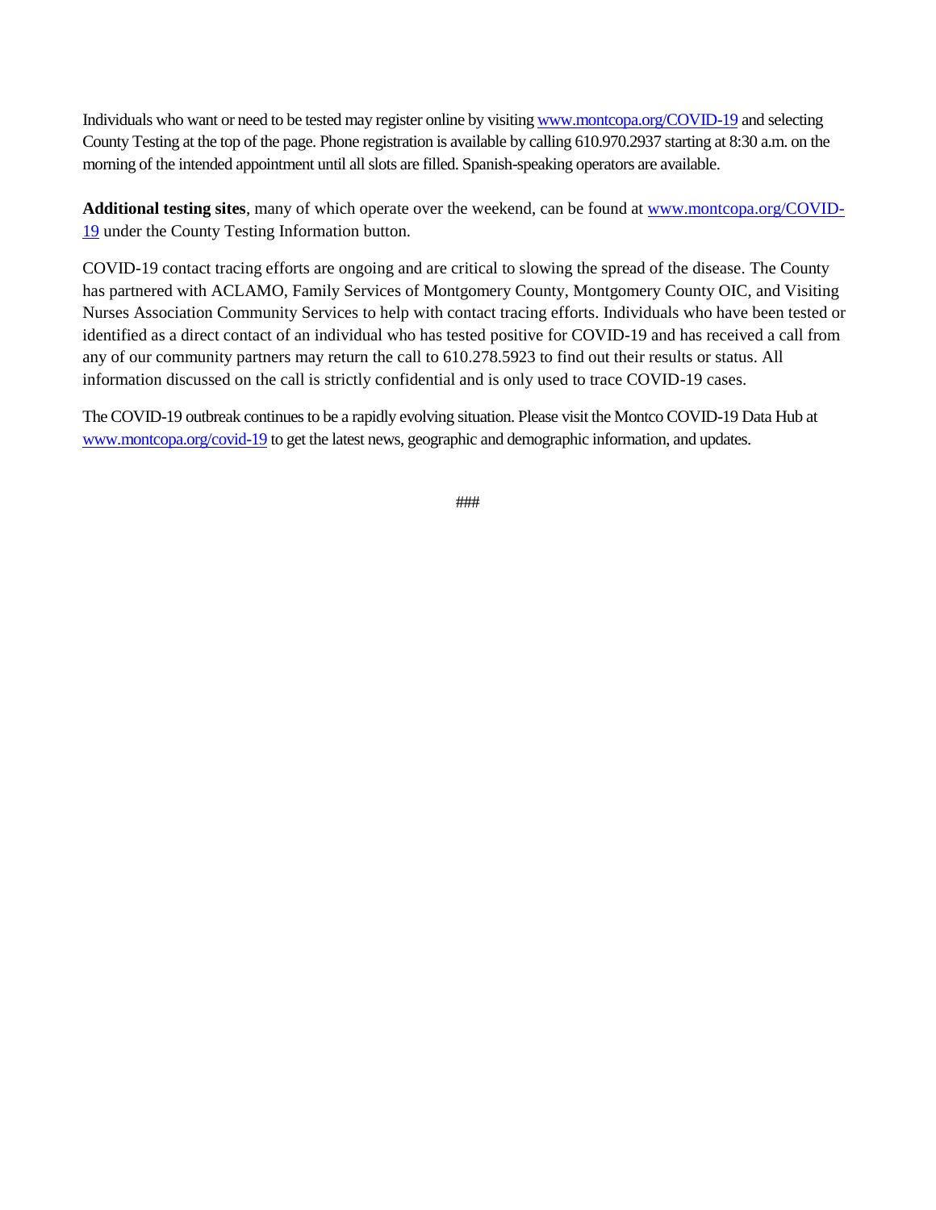Individuals who want or need to be tested may register online by visiting www.montcopa.org/COVID-19 and selecting County Testing at the top of the page. Phone registration is available by calling 610.970.2937 starting at 8:30 a.m. on the morning of the intended appointment until all slots are filled. Spanish-speaking operators are available.

**Additional testing sites**, many of which operate over the weekend, can be found at www.montcopa.org/COVID-19 under the County Testing Information button.

COVID-19 contact tracing efforts are ongoing and are critical to slowing the spread of the disease. The County has partnered with ACLAMO, Family Services of Montgomery County, Montgomery County OIC, and Visiting Nurses Association Community Services to help with contact tracing efforts. Individuals who have been tested or identified as a direct contact of an individual who has tested positive for COVID-19 and has received a call from any of our community partners may return the call to 610.278.5923 to find out their results or status. All information discussed on the call is strictly confidential and is only used to trace COVID-19 cases.

The COVID-19 outbreak continues to be a rapidly evolving situation. Please visit the Montco COVID-19 Data Hub at www.montcopa.org/covid-19 to get the latest news, geographic and demographic information, and updates.

###